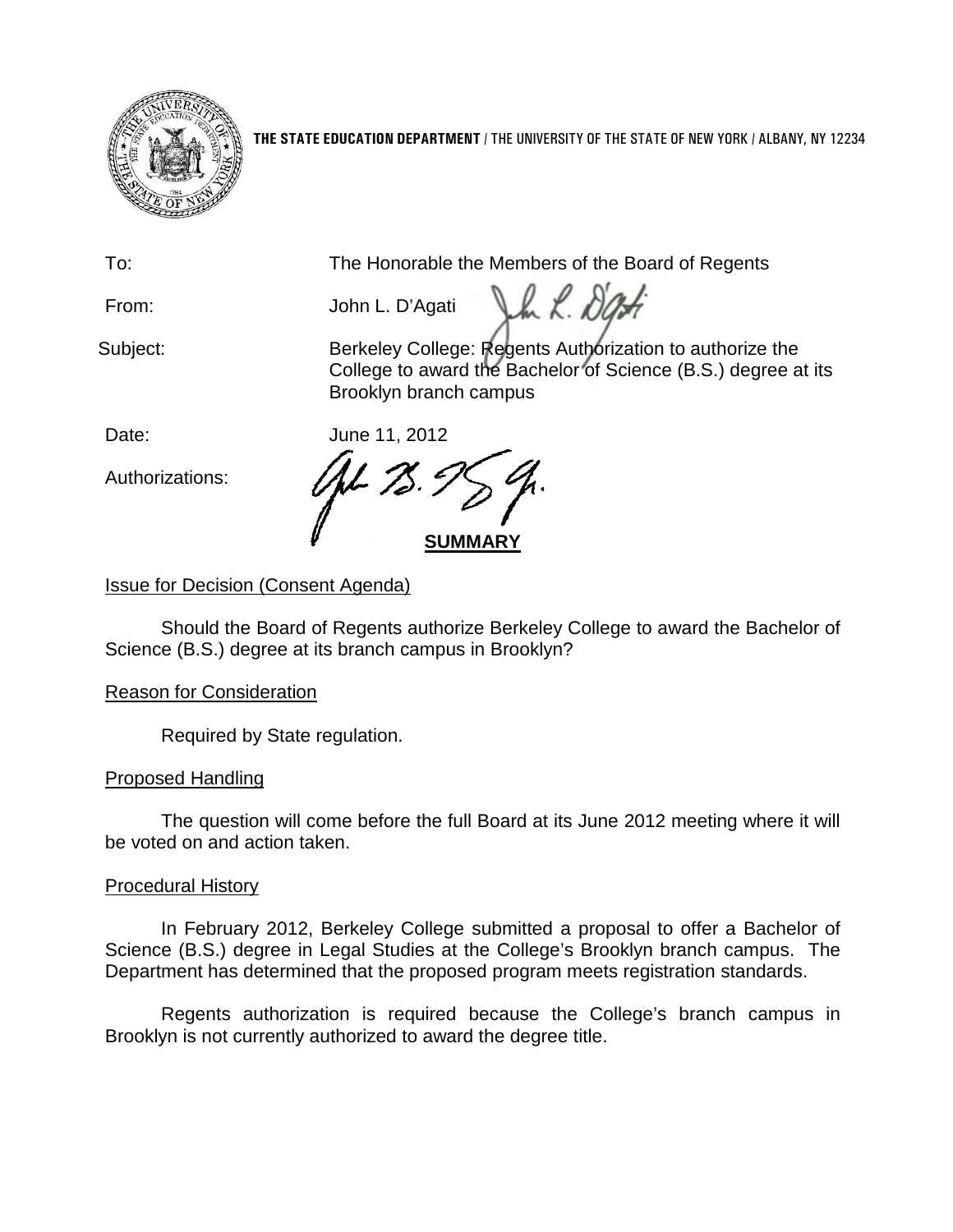**THE STATE EDUCATION DEPARTMENT** / THE UNIVERSITY OF THE STATE OF NEW YORK / ALBANY, NY 12234

To: The Honorable the Members of the Board of Regents

From: John L. D'Agati

Subject: Berkeley College: Regents Authorization to authorize the College to award the Bachelor of Science (B.S.) degree at its Brooklyn branch campus

Date: June 11, 2012

Authorizations:

## SUMMARY

### Issue for Decision (Consent Agenda)

Should the Board of Regents authorize Berkeley College to award the Bachelor of Science (B.S.) degree at its branch campus in Brooklyn?

### Reason for Consideration

Required by State regulation.

### Proposed Handling

The question will come before the full Board at its June 2012 meeting where it will be voted on and action taken.

### Procedural History

In February 2012, Berkeley College submitted a proposal to offer a Bachelor of Science (B.S.) degree in Legal Studies at the College's Brooklyn branch campus. The Department has determined that the proposed program meets registration standards.

Regents authorization is required because the College's branch campus in Brooklyn is not currently authorized to award the degree title.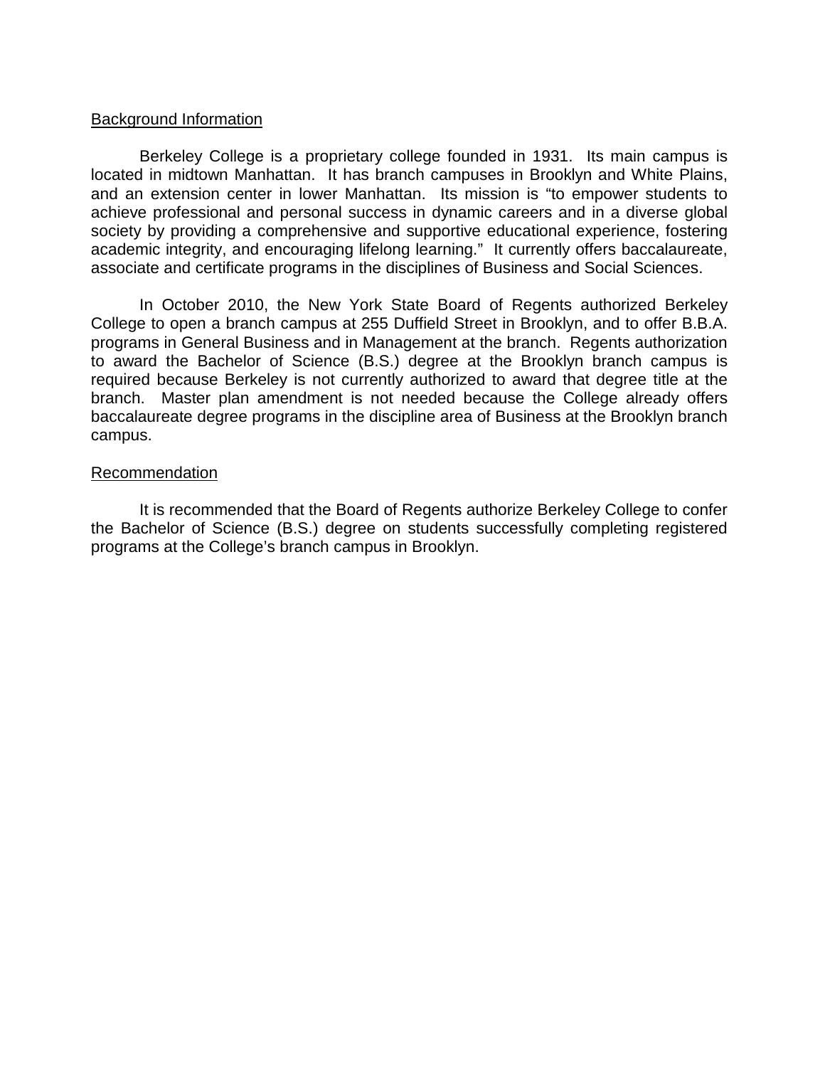## Background Information

Berkeley College is a proprietary college founded in 1931. Its main campus is located in midtown Manhattan. It has branch campuses in Brooklyn and White Plains, and an extension center in lower Manhattan. Its mission is "to empower students to achieve professional and personal success in dynamic careers and in a diverse global society by providing a comprehensive and supportive educational experience, fostering academic integrity, and encouraging lifelong learning." It currently offers baccalaureate, associate and certificate programs in the disciplines of Business and Social Sciences.

In October 2010, the New York State Board of Regents authorized Berkeley College to open a branch campus at 255 Duffield Street in Brooklyn, and to offer B.B.A. programs in General Business and in Management at the branch. Regents authorization to award the Bachelor of Science (B.S.) degree at the Brooklyn branch campus is required because Berkeley is not currently authorized to award that degree title at the branch. Master plan amendment is not needed because the College already offers baccalaureate degree programs in the discipline area of Business at the Brooklyn branch campus.

## Recommendation

It is recommended that the Board of Regents authorize Berkeley College to confer the Bachelor of Science (B.S.) degree on students successfully completing registered programs at the College's branch campus in Brooklyn.